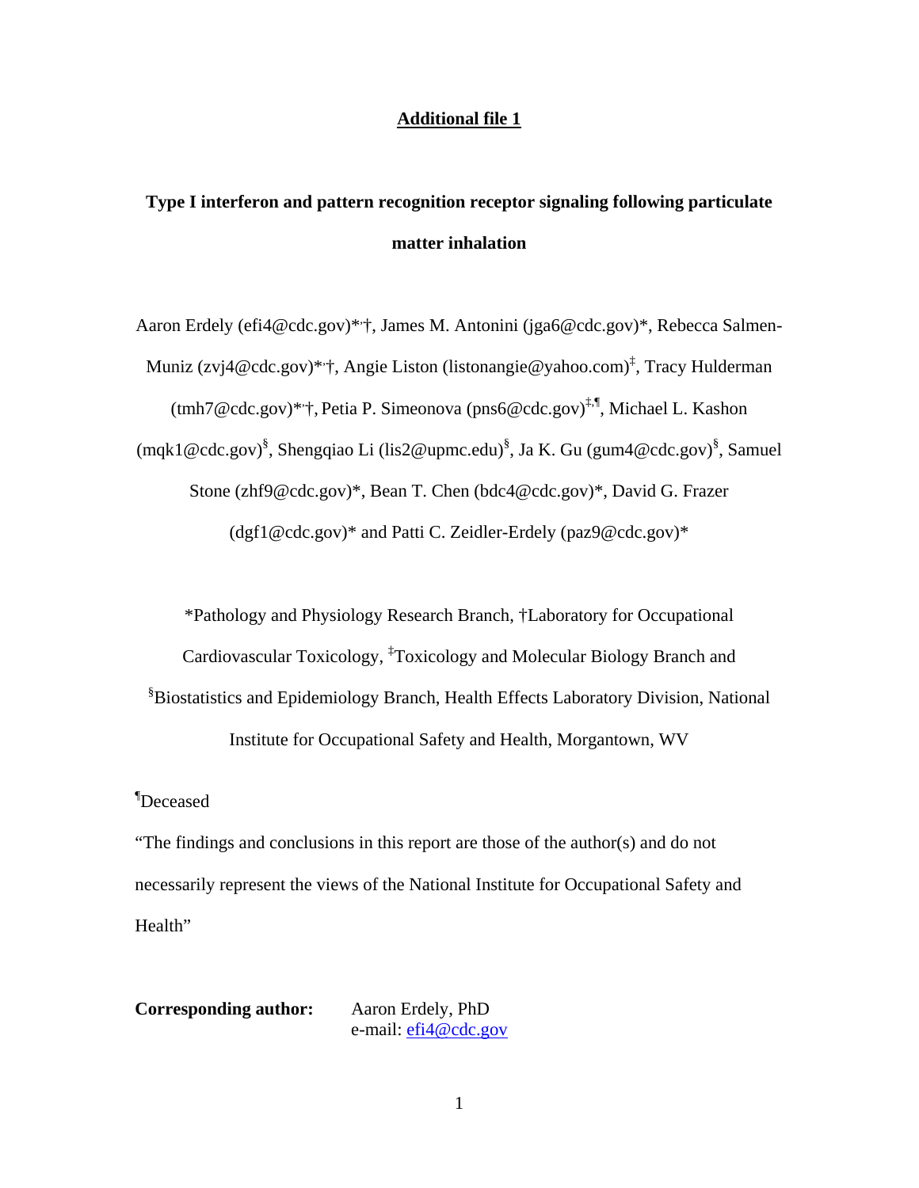**Additional file 1**

# Type I interferon and pattern recognition receptor signaling following particulate matter inhalation

Aaron Erdely (efi4@cdc.gov)*,†, James M. Antonini (jga6@cdc.gov)*, Rebecca Salmen-Muniz (zvj4@cdc.gov)*,†, Angie Liston (listonangie@yahoo.com)[‡], Tracy Hulderman (tmh7@cdc.gov)*,†, Petia P. Simeonova (pns6@cdc.gov)[‡,¶], Michael L. Kashon (mqk1@cdc.gov)[§], Shengqiao Li (lis2@upmc.edu)[§], Ja K. Gu (gum4@cdc.gov)[§], Samuel Stone (zhf9@cdc.gov)*, Bean T. Chen (bdc4@cdc.gov)*, David G. Frazer (dgf1@cdc.gov)* and Patti C. Zeidler-Erdely (paz9@cdc.gov)*

*Pathology and Physiology Research Branch, †Laboratory for Occupational Cardiovascular Toxicology, [‡]Toxicology and Molecular Biology Branch and [§]Biostatistics and Epidemiology Branch, Health Effects Laboratory Division, National Institute for Occupational Safety and Health, Morgantown, WV

[¶]Deceased

"The findings and conclusions in this report are those of the author(s) and do not necessarily represent the views of the National Institute for Occupational Safety and Health"

**Corresponding author:** Aaron Erdely, PhD
e-mail: efi4@cdc.gov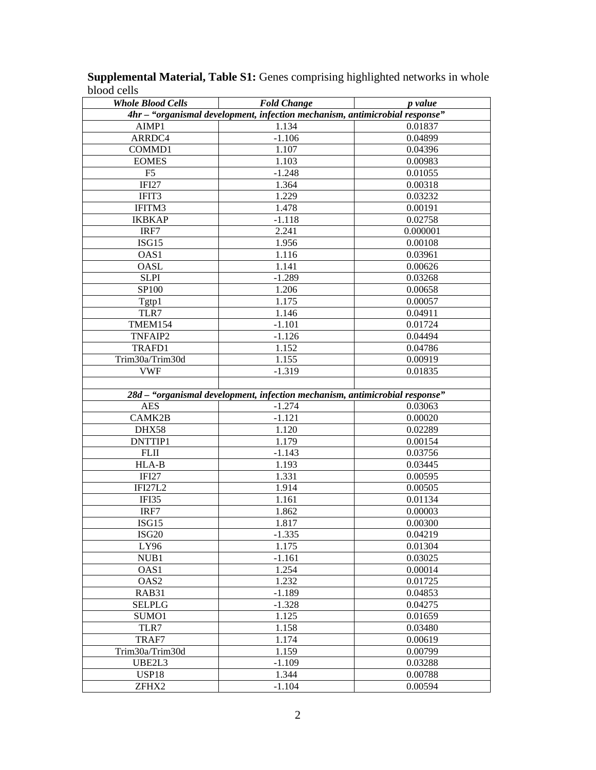**Supplemental Material, Table S1:** Genes comprising highlighted networks in whole blood cells

| *Whole Blood Cells* | *Fold Change* | *p value* |
|---|---|---|
| *4hr – "organismal development, infection mechanism, antimicrobial response"* | | |
| AIMP1 | 1.134 | 0.01837 |
| ARRDC4 | -1.106 | 0.04899 |
| COMMD1 | 1.107 | 0.04396 |
| EOMES | 1.103 | 0.00983 |
| F5 | -1.248 | 0.01055 |
| IFI27 | 1.364 | 0.00318 |
| IFIT3 | 1.229 | 0.03232 |
| IFITM3 | 1.478 | 0.00191 |
| IKBKAP | -1.118 | 0.02758 |
| IRF7 | 2.241 | 0.000001 |
| ISG15 | 1.956 | 0.00108 |
| OAS1 | 1.116 | 0.03961 |
| OASL | 1.141 | 0.00626 |
| SLPI | -1.289 | 0.03268 |
| SP100 | 1.206 | 0.00658 |
| Tgtp1 | 1.175 | 0.00057 |
| TLR7 | 1.146 | 0.04911 |
| TMEM154 | -1.101 | 0.01724 |
| TNFAIP2 | -1.126 | 0.04494 |
| TRAFD1 | 1.152 | 0.04786 |
| Trim30a/Trim30d | 1.155 | 0.00919 |
| VWF | -1.319 | 0.01835 |
| | | |
| *28d – "organismal development, infection mechanism, antimicrobial response"* | | |
| AES | -1.274 | 0.03063 |
| CAMK2B | -1.121 | 0.00020 |
| DHX58 | 1.120 | 0.02289 |
| DNTTIP1 | 1.179 | 0.00154 |
| FLII | -1.143 | 0.03756 |
| HLA-B | 1.193 | 0.03445 |
| IFI27 | 1.331 | 0.00595 |
| IFI27L2 | 1.914 | 0.00505 |
| IFI35 | 1.161 | 0.01134 |
| IRF7 | 1.862 | 0.00003 |
| ISG15 | 1.817 | 0.00300 |
| ISG20 | -1.335 | 0.04219 |
| LY96 | 1.175 | 0.01304 |
| NUB1 | -1.161 | 0.03025 |
| OAS1 | 1.254 | 0.00014 |
| OAS2 | 1.232 | 0.01725 |
| RAB31 | -1.189 | 0.04853 |
| SELPLG | -1.328 | 0.04275 |
| SUMO1 | 1.125 | 0.01659 |
| TLR7 | 1.158 | 0.03480 |
| TRAF7 | 1.174 | 0.00619 |
| Trim30a/Trim30d | 1.159 | 0.00799 |
| UBE2L3 | -1.109 | 0.03288 |
| USP18 | 1.344 | 0.00788 |
| ZFHX2 | -1.104 | 0.00594 |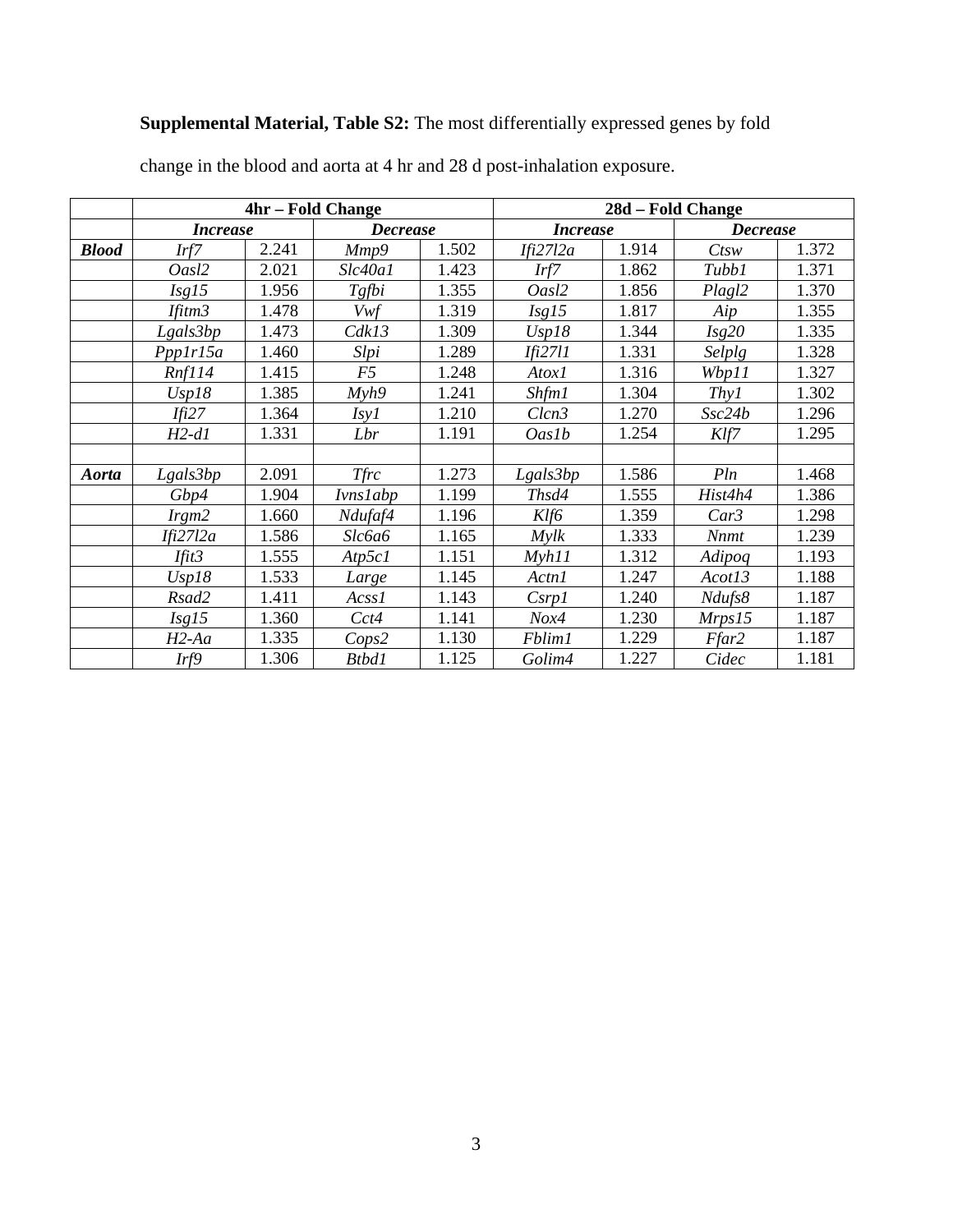**Supplemental Material, Table S2:** The most differentially expressed genes by fold change in the blood and aorta at 4 hr and 28 d post-inhalation exposure.

| | 4hr – Fold Change | | | | 28d – Fold Change | | | |
|---|---|---|---|---|---|---|---|---|
| | ***Increase*** | | ***Decrease*** | | ***Increase*** | | ***Decrease*** | |
| ***Blood*** | *Irf7* | 2.241 | *Mmp9* | 1.502 | *Ifi27l2a* | 1.914 | *Ctsw* | 1.372 |
| | *Oasl2* | 2.021 | *Slc40a1* | 1.423 | *Irf7* | 1.862 | *Tubb1* | 1.371 |
| | *Isg15* | 1.956 | *Tgfbi* | 1.355 | *Oasl2* | 1.856 | *Plagl2* | 1.370 |
| | *Ifitm3* | 1.478 | *Vwf* | 1.319 | *Isg15* | 1.817 | *Aip* | 1.355 |
| | *Lgals3bp* | 1.473 | *Cdk13* | 1.309 | *Usp18* | 1.344 | *Isg20* | 1.335 |
| | *Ppp1r15a* | 1.460 | *Slpi* | 1.289 | *Ifi27l1* | 1.331 | *Selplg* | 1.328 |
| | *Rnf114* | 1.415 | *F5* | 1.248 | *Atox1* | 1.316 | *Wbp11* | 1.327 |
| | *Usp18* | 1.385 | *Myh9* | 1.241 | *Shfm1* | 1.304 | *Thy1* | 1.302 |
| | *Ifi27* | 1.364 | *Isy1* | 1.210 | *Clcn3* | 1.270 | *Ssc24b* | 1.296 |
| | *H2-d1* | 1.331 | *Lbr* | 1.191 | *Oas1b* | 1.254 | *Klf7* | 1.295 |
| | | | | | | | | |
| ***Aorta*** | *Lgals3bp* | 2.091 | *Tfrc* | 1.273 | *Lgals3bp* | 1.586 | *Pln* | 1.468 |
| | *Gbp4* | 1.904 | *Ivns1abp* | 1.199 | *Thsd4* | 1.555 | *Hist4h4* | 1.386 |
| | *Irgm2* | 1.660 | *Ndufaf4* | 1.196 | *Klf6* | 1.359 | *Car3* | 1.298 |
| | *Ifi27l2a* | 1.586 | *Slc6a6* | 1.165 | *Mylk* | 1.333 | *Nnmt* | 1.239 |
| | *Ifit3* | 1.555 | *Atp5c1* | 1.151 | *Myh11* | 1.312 | *Adipoq* | 1.193 |
| | *Usp18* | 1.533 | *Large* | 1.145 | *Actn1* | 1.247 | *Acot13* | 1.188 |
| | *Rsad2* | 1.411 | *Acss1* | 1.143 | *Csrp1* | 1.240 | *Ndufs8* | 1.187 |
| | *Isg15* | 1.360 | *Cct4* | 1.141 | *Nox4* | 1.230 | *Mrps15* | 1.187 |
| | *H2-Aa* | 1.335 | *Cops2* | 1.130 | *Fblim1* | 1.229 | *Ffar2* | 1.187 |
| | *Irf9* | 1.306 | *Btbd1* | 1.125 | *Golim4* | 1.227 | *Cidec* | 1.181 |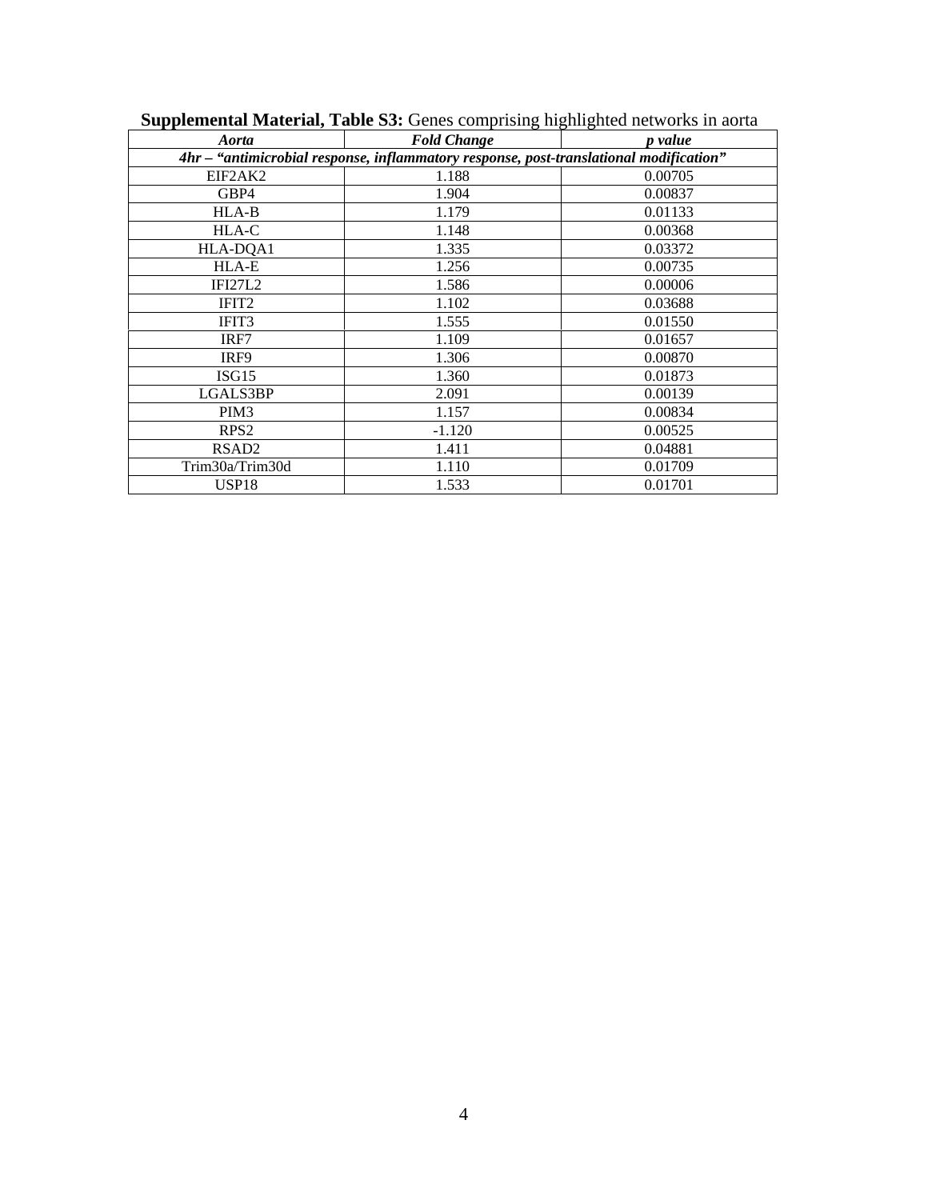**Supplemental Material, Table S3:** Genes comprising highlighted networks in aorta

| *Aorta* | *Fold Change* | *p value* |
|---|---|---|
| ***4hr – "antimicrobial response, inflammatory response, post-translational modification"*** | | |
| EIF2AK2 | 1.188 | 0.00705 |
| GBP4 | 1.904 | 0.00837 |
| HLA-B | 1.179 | 0.01133 |
| HLA-C | 1.148 | 0.00368 |
| HLA-DQA1 | 1.335 | 0.03372 |
| HLA-E | 1.256 | 0.00735 |
| IFI27L2 | 1.586 | 0.00006 |
| IFIT2 | 1.102 | 0.03688 |
| IFIT3 | 1.555 | 0.01550 |
| IRF7 | 1.109 | 0.01657 |
| IRF9 | 1.306 | 0.00870 |
| ISG15 | 1.360 | 0.01873 |
| LGALS3BP | 2.091 | 0.00139 |
| PIM3 | 1.157 | 0.00834 |
| RPS2 | -1.120 | 0.00525 |
| RSAD2 | 1.411 | 0.04881 |
| Trim30a/Trim30d | 1.110 | 0.01709 |
| USP18 | 1.533 | 0.01701 |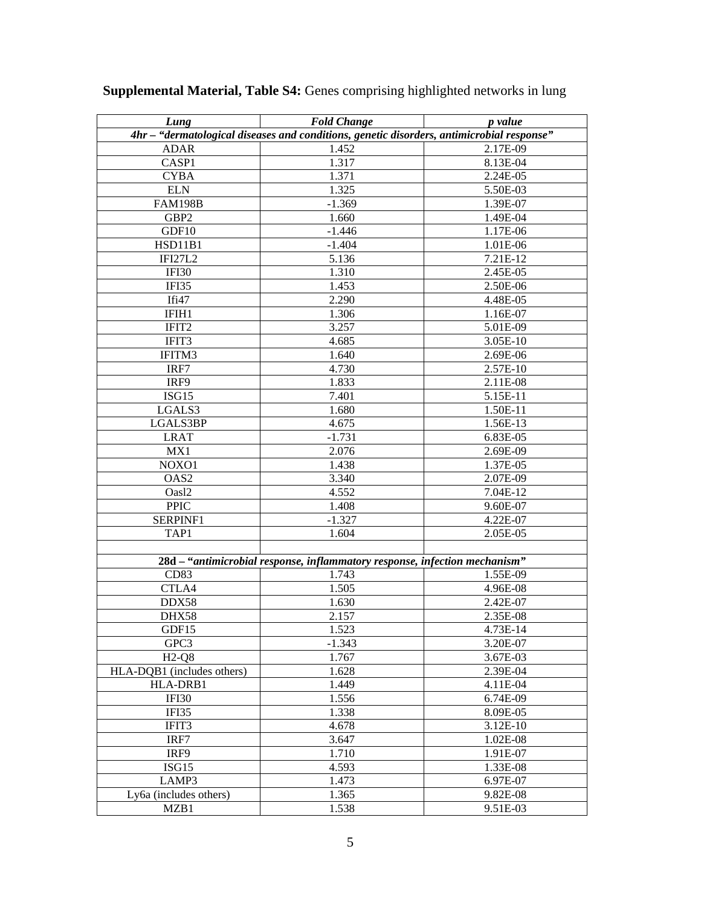**Supplemental Material, Table S4:** Genes comprising highlighted networks in lung

| *Lung* | *Fold Change* | *p value* |
|---|---|---|
| ***4hr – "dermatological diseases and conditions, genetic disorders, antimicrobial response"*** | | |
| ADAR | 1.452 | 2.17E-09 |
| CASP1 | 1.317 | 8.13E-04 |
| CYBA | 1.371 | 2.24E-05 |
| ELN | 1.325 | 5.50E-03 |
| FAM198B | -1.369 | 1.39E-07 |
| GBP2 | 1.660 | 1.49E-04 |
| GDF10 | -1.446 | 1.17E-06 |
| HSD11B1 | -1.404 | 1.01E-06 |
| IFI27L2 | 5.136 | 7.21E-12 |
| IFI30 | 1.310 | 2.45E-05 |
| IFI35 | 1.453 | 2.50E-06 |
| Ifi47 | 2.290 | 4.48E-05 |
| IFIH1 | 1.306 | 1.16E-07 |
| IFIT2 | 3.257 | 5.01E-09 |
| IFIT3 | 4.685 | 3.05E-10 |
| IFITM3 | 1.640 | 2.69E-06 |
| IRF7 | 4.730 | 2.57E-10 |
| IRF9 | 1.833 | 2.11E-08 |
| ISG15 | 7.401 | 5.15E-11 |
| LGALS3 | 1.680 | 1.50E-11 |
| LGALS3BP | 4.675 | 1.56E-13 |
| LRAT | -1.731 | 6.83E-05 |
| MX1 | 2.076 | 2.69E-09 |
| NOXO1 | 1.438 | 1.37E-05 |
| OAS2 | 3.340 | 2.07E-09 |
| Oasl2 | 4.552 | 7.04E-12 |
| PPIC | 1.408 | 9.60E-07 |
| SERPINF1 | -1.327 | 4.22E-07 |
| TAP1 | 1.604 | 2.05E-05 |
| | | |
| **28d – *"antimicrobial response, inflammatory response, infection mechanism"*** | | |
| CD83 | 1.743 | 1.55E-09 |
| CTLA4 | 1.505 | 4.96E-08 |
| DDX58 | 1.630 | 2.42E-07 |
| DHX58 | 2.157 | 2.35E-08 |
| GDF15 | 1.523 | 4.73E-14 |
| GPC3 | -1.343 | 3.20E-07 |
| H2-Q8 | 1.767 | 3.67E-03 |
| HLA-DQB1 (includes others) | 1.628 | 2.39E-04 |
| HLA-DRB1 | 1.449 | 4.11E-04 |
| IFI30 | 1.556 | 6.74E-09 |
| IFI35 | 1.338 | 8.09E-05 |
| IFIT3 | 4.678 | 3.12E-10 |
| IRF7 | 3.647 | 1.02E-08 |
| IRF9 | 1.710 | 1.91E-07 |
| ISG15 | 4.593 | 1.33E-08 |
| LAMP3 | 1.473 | 6.97E-07 |
| Ly6a (includes others) | 1.365 | 9.82E-08 |
| MZB1 | 1.538 | 9.51E-03 |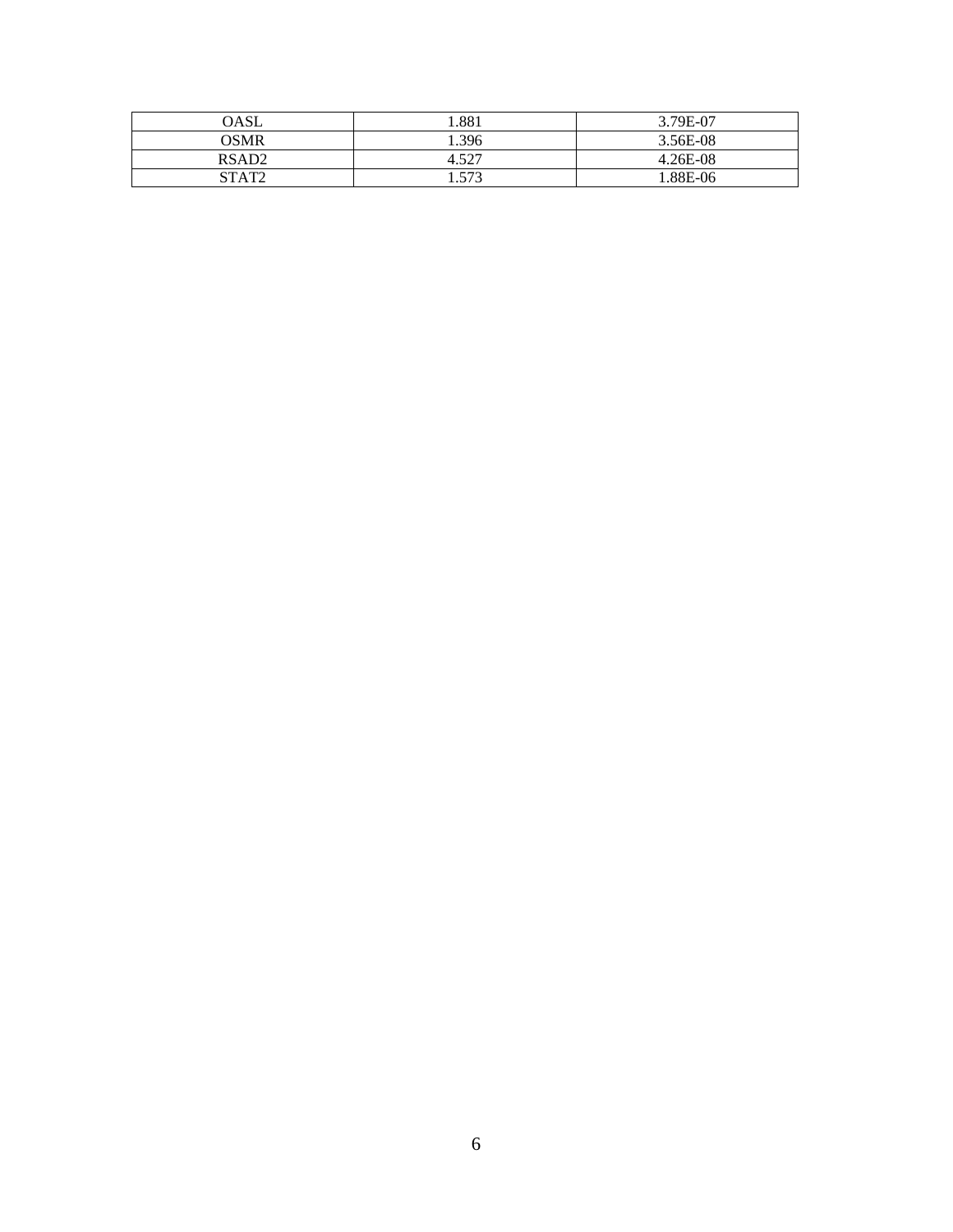| OASL | 1.881 | 3.79E-07 |
|---|---|---|
| OSMR | 1.396 | 3.56E-08 |
| RSAD2 | 4.527 | 4.26E-08 |
| STAT2 | 1.573 | 1.88E-06 |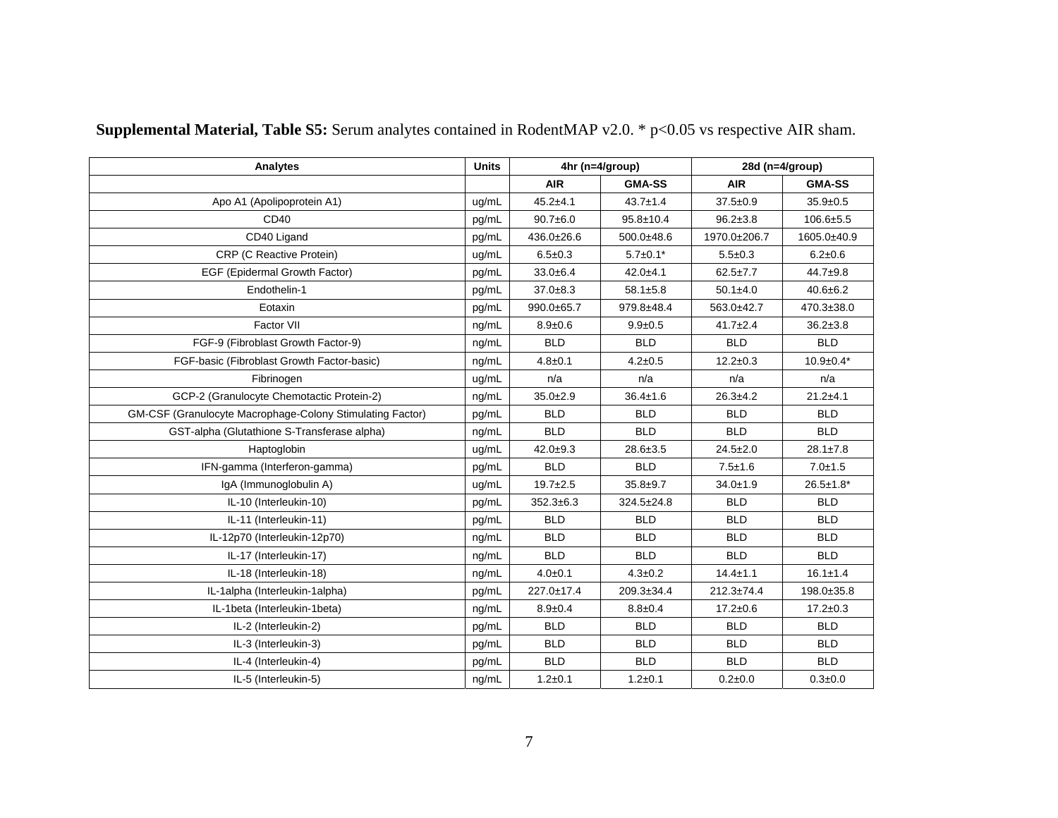**Supplemental Material, Table S5:** Serum analytes contained in RodentMAP v2.0. * p<0.05 vs respective AIR sham.

| Analytes | Units | 4hr (n=4/group) | | 28d (n=4/group) | |
|---|---|---|---|---|---|
| | | AIR | GMA-SS | AIR | GMA-SS |
| Apo A1 (Apolipoprotein A1) | ug/mL | 45.2±4.1 | 43.7±1.4 | 37.5±0.9 | 35.9±0.5 |
| CD40 | pg/mL | 90.7±6.0 | 95.8±10.4 | 96.2±3.8 | 106.6±5.5 |
| CD40 Ligand | pg/mL | 436.0±26.6 | 500.0±48.6 | 1970.0±206.7 | 1605.0±40.9 |
| CRP (C Reactive Protein) | ug/mL | 6.5±0.3 | 5.7±0.1* | 5.5±0.3 | 6.2±0.6 |
| EGF (Epidermal Growth Factor) | pg/mL | 33.0±6.4 | 42.0±4.1 | 62.5±7.7 | 44.7±9.8 |
| Endothelin-1 | pg/mL | 37.0±8.3 | 58.1±5.8 | 50.1±4.0 | 40.6±6.2 |
| Eotaxin | pg/mL | 990.0±65.7 | 979.8±48.4 | 563.0±42.7 | 470.3±38.0 |
| Factor VII | ng/mL | 8.9±0.6 | 9.9±0.5 | 41.7±2.4 | 36.2±3.8 |
| FGF-9 (Fibroblast Growth Factor-9) | ng/mL | BLD | BLD | BLD | BLD |
| FGF-basic (Fibroblast Growth Factor-basic) | ng/mL | 4.8±0.1 | 4.2±0.5 | 12.2±0.3 | 10.9±0.4* |
| Fibrinogen | ug/mL | n/a | n/a | n/a | n/a |
| GCP-2 (Granulocyte Chemotactic Protein-2) | ng/mL | 35.0±2.9 | 36.4±1.6 | 26.3±4.2 | 21.2±4.1 |
| GM-CSF (Granulocyte Macrophage-Colony Stimulating Factor) | pg/mL | BLD | BLD | BLD | BLD |
| GST-alpha (Glutathione S-Transferase alpha) | ng/mL | BLD | BLD | BLD | BLD |
| Haptoglobin | ug/mL | 42.0±9.3 | 28.6±3.5 | 24.5±2.0 | 28.1±7.8 |
| IFN-gamma (Interferon-gamma) | pg/mL | BLD | BLD | 7.5±1.6 | 7.0±1.5 |
| IgA (Immunoglobulin A) | ug/mL | 19.7±2.5 | 35.8±9.7 | 34.0±1.9 | 26.5±1.8* |
| IL-10 (Interleukin-10) | pg/mL | 352.3±6.3 | 324.5±24.8 | BLD | BLD |
| IL-11 (Interleukin-11) | pg/mL | BLD | BLD | BLD | BLD |
| IL-12p70 (Interleukin-12p70) | ng/mL | BLD | BLD | BLD | BLD |
| IL-17 (Interleukin-17) | ng/mL | BLD | BLD | BLD | BLD |
| IL-18 (Interleukin-18) | ng/mL | 4.0±0.1 | 4.3±0.2 | 14.4±1.1 | 16.1±1.4 |
| IL-1alpha (Interleukin-1alpha) | pg/mL | 227.0±17.4 | 209.3±34.4 | 212.3±74.4 | 198.0±35.8 |
| IL-1beta (Interleukin-1beta) | ng/mL | 8.9±0.4 | 8.8±0.4 | 17.2±0.6 | 17.2±0.3 |
| IL-2 (Interleukin-2) | pg/mL | BLD | BLD | BLD | BLD |
| IL-3 (Interleukin-3) | pg/mL | BLD | BLD | BLD | BLD |
| IL-4 (Interleukin-4) | pg/mL | BLD | BLD | BLD | BLD |
| IL-5 (Interleukin-5) | ng/mL | 1.2±0.1 | 1.2±0.1 | 0.2±0.0 | 0.3±0.0 |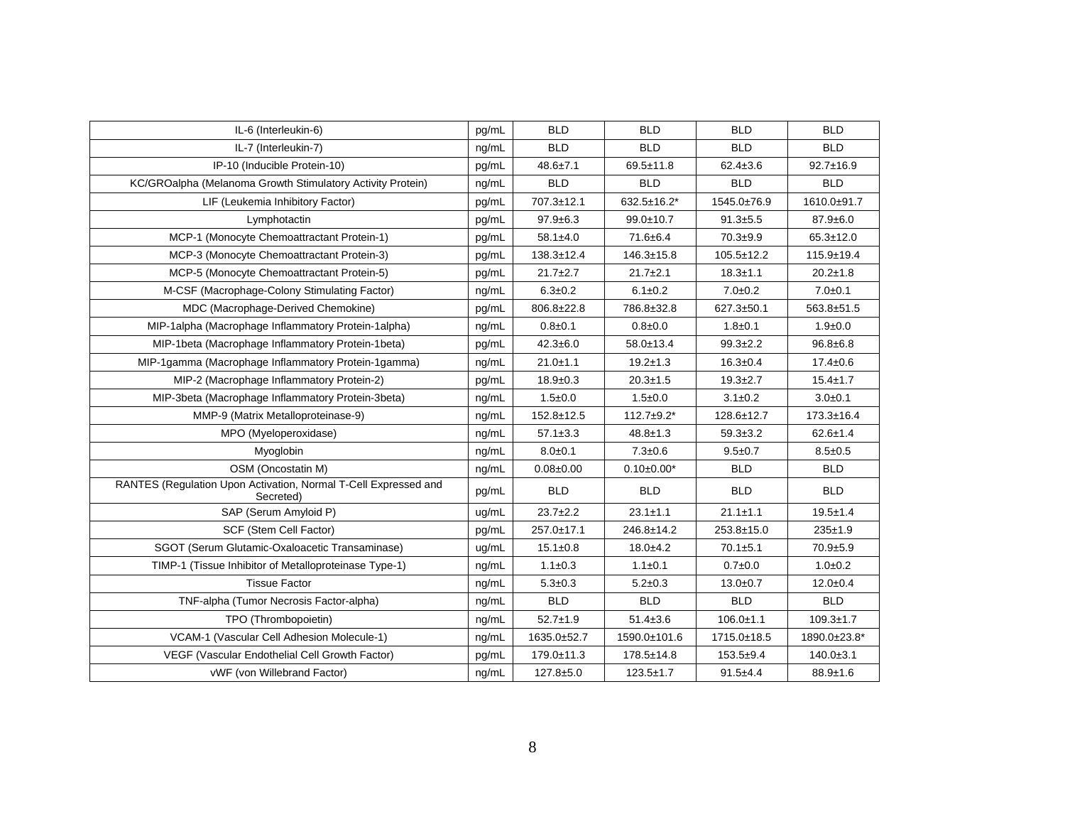| | | | | | |
|---|---|---|---|---|---|
| IL-6 (Interleukin-6) | pg/mL | BLD | BLD | BLD | BLD |
| IL-7 (Interleukin-7) | ng/mL | BLD | BLD | BLD | BLD |
| IP-10 (Inducible Protein-10) | pg/mL | 48.6±7.1 | 69.5±11.8 | 62.4±3.6 | 92.7±16.9 |
| KC/GROalpha (Melanoma Growth Stimulatory Activity Protein) | ng/mL | BLD | BLD | BLD | BLD |
| LIF (Leukemia Inhibitory Factor) | pg/mL | 707.3±12.1 | 632.5±16.2* | 1545.0±76.9 | 1610.0±91.7 |
| Lymphotactin | pg/mL | 97.9±6.3 | 99.0±10.7 | 91.3±5.5 | 87.9±6.0 |
| MCP-1 (Monocyte Chemoattractant Protein-1) | pg/mL | 58.1±4.0 | 71.6±6.4 | 70.3±9.9 | 65.3±12.0 |
| MCP-3 (Monocyte Chemoattractant Protein-3) | pg/mL | 138.3±12.4 | 146.3±15.8 | 105.5±12.2 | 115.9±19.4 |
| MCP-5 (Monocyte Chemoattractant Protein-5) | pg/mL | 21.7±2.7 | 21.7±2.1 | 18.3±1.1 | 20.2±1.8 |
| M-CSF (Macrophage-Colony Stimulating Factor) | ng/mL | 6.3±0.2 | 6.1±0.2 | 7.0±0.2 | 7.0±0.1 |
| MDC (Macrophage-Derived Chemokine) | pg/mL | 806.8±22.8 | 786.8±32.8 | 627.3±50.1 | 563.8±51.5 |
| MIP-1alpha (Macrophage Inflammatory Protein-1alpha) | ng/mL | 0.8±0.1 | 0.8±0.0 | 1.8±0.1 | 1.9±0.0 |
| MIP-1beta (Macrophage Inflammatory Protein-1beta) | pg/mL | 42.3±6.0 | 58.0±13.4 | 99.3±2.2 | 96.8±6.8 |
| MIP-1gamma (Macrophage Inflammatory Protein-1gamma) | ng/mL | 21.0±1.1 | 19.2±1.3 | 16.3±0.4 | 17.4±0.6 |
| MIP-2 (Macrophage Inflammatory Protein-2) | pg/mL | 18.9±0.3 | 20.3±1.5 | 19.3±2.7 | 15.4±1.7 |
| MIP-3beta (Macrophage Inflammatory Protein-3beta) | ng/mL | 1.5±0.0 | 1.5±0.0 | 3.1±0.2 | 3.0±0.1 |
| MMP-9 (Matrix Metalloproteinase-9) | ng/mL | 152.8±12.5 | 112.7±9.2* | 128.6±12.7 | 173.3±16.4 |
| MPO (Myeloperoxidase) | ng/mL | 57.1±3.3 | 48.8±1.3 | 59.3±3.2 | 62.6±1.4 |
| Myoglobin | ng/mL | 8.0±0.1 | 7.3±0.6 | 9.5±0.7 | 8.5±0.5 |
| OSM (Oncostatin M) | ng/mL | 0.08±0.00 | 0.10±0.00* | BLD | BLD |
| RANTES (Regulation Upon Activation, Normal T-Cell Expressed and Secreted) | pg/mL | BLD | BLD | BLD | BLD |
| SAP (Serum Amyloid P) | ug/mL | 23.7±2.2 | 23.1±1.1 | 21.1±1.1 | 19.5±1.4 |
| SCF (Stem Cell Factor) | pg/mL | 257.0±17.1 | 246.8±14.2 | 253.8±15.0 | 235±1.9 |
| SGOT (Serum Glutamic-Oxaloacetic Transaminase) | ug/mL | 15.1±0.8 | 18.0±4.2 | 70.1±5.1 | 70.9±5.9 |
| TIMP-1 (Tissue Inhibitor of Metalloproteinase Type-1) | ng/mL | 1.1±0.3 | 1.1±0.1 | 0.7±0.0 | 1.0±0.2 |
| Tissue Factor | ng/mL | 5.3±0.3 | 5.2±0.3 | 13.0±0.7 | 12.0±0.4 |
| TNF-alpha (Tumor Necrosis Factor-alpha) | ng/mL | BLD | BLD | BLD | BLD |
| TPO (Thrombopoietin) | ng/mL | 52.7±1.9 | 51.4±3.6 | 106.0±1.1 | 109.3±1.7 |
| VCAM-1 (Vascular Cell Adhesion Molecule-1) | ng/mL | 1635.0±52.7 | 1590.0±101.6 | 1715.0±18.5 | 1890.0±23.8* |
| VEGF (Vascular Endothelial Cell Growth Factor) | pg/mL | 179.0±11.3 | 178.5±14.8 | 153.5±9.4 | 140.0±3.1 |
| vWF (von Willebrand Factor) | ng/mL | 127.8±5.0 | 123.5±1.7 | 91.5±4.4 | 88.9±1.6 |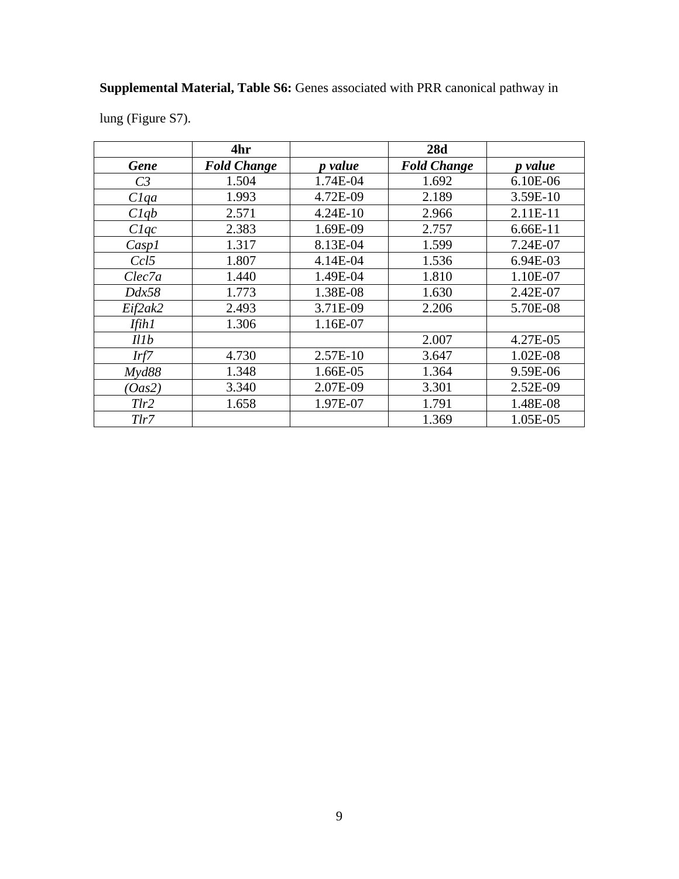**Supplemental Material, Table S6:** Genes associated with PRR canonical pathway in lung (Figure S7).

| | 4hr | | 28d | |
|---|---|---|---|---|
| ***Gene*** | ***Fold Change*** | ***p value*** | ***Fold Change*** | ***p value*** |
| *C3* | 1.504 | 1.74E-04 | 1.692 | 6.10E-06 |
| *C1qa* | 1.993 | 4.72E-09 | 2.189 | 3.59E-10 |
| *C1qb* | 2.571 | 4.24E-10 | 2.966 | 2.11E-11 |
| *C1qc* | 2.383 | 1.69E-09 | 2.757 | 6.66E-11 |
| *Casp1* | 1.317 | 8.13E-04 | 1.599 | 7.24E-07 |
| *Ccl5* | 1.807 | 4.14E-04 | 1.536 | 6.94E-03 |
| *Clec7a* | 1.440 | 1.49E-04 | 1.810 | 1.10E-07 |
| *Ddx58* | 1.773 | 1.38E-08 | 1.630 | 2.42E-07 |
| *Eif2ak2* | 2.493 | 3.71E-09 | 2.206 | 5.70E-08 |
| *Ifih1* | 1.306 | 1.16E-07 | | |
| *Il1b* | | | 2.007 | 4.27E-05 |
| *Irf7* | 4.730 | 2.57E-10 | 3.647 | 1.02E-08 |
| *Myd88* | 1.348 | 1.66E-05 | 1.364 | 9.59E-06 |
| *(Oas2)* | 3.340 | 2.07E-09 | 3.301 | 2.52E-09 |
| *Tlr2* | 1.658 | 1.97E-07 | 1.791 | 1.48E-08 |
| *Tlr7* | | | 1.369 | 1.05E-05 |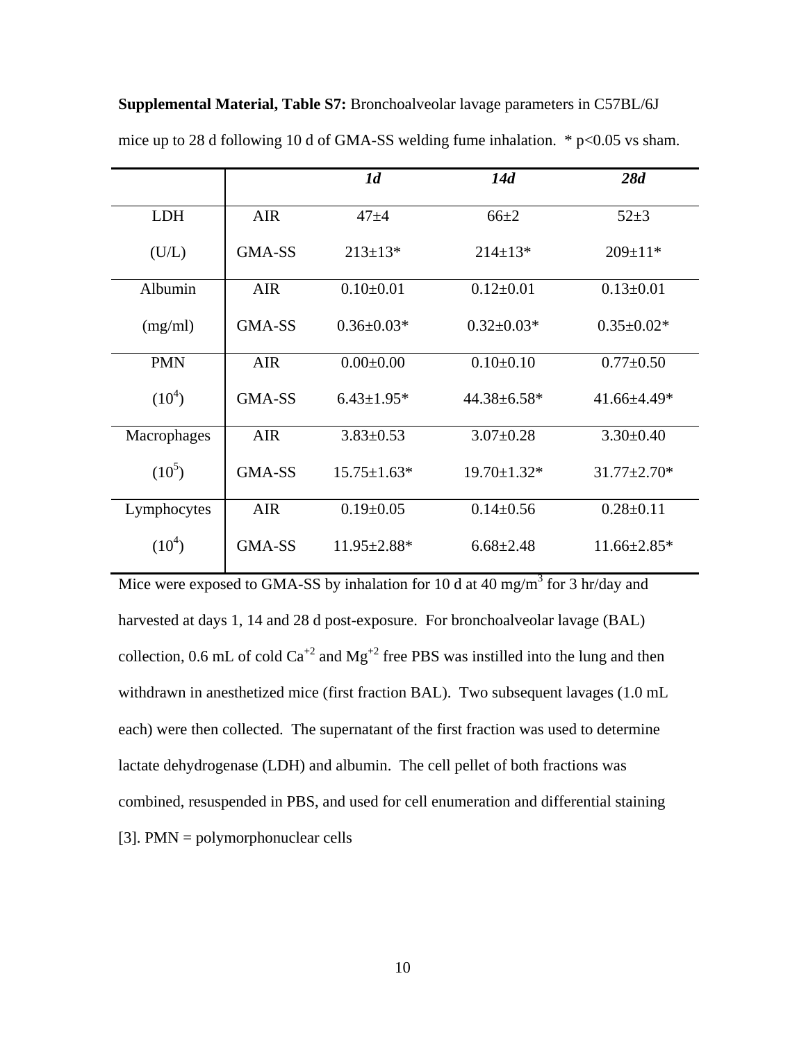**Supplemental Material, Table S7:** Bronchoalveolar lavage parameters in C57BL/6J mice up to 28 d following 10 d of GMA-SS welding fume inhalation. * $p<0.05$ vs sham.

| | | ***1d*** | ***14d*** | ***28d*** |
|---|---|---|---|---|
| LDH | AIR | 47±4 | 66±2 | 52±3 |
| (U/L) | GMA-SS | 213±13* | 214±13* | 209±11* |
| Albumin | AIR | 0.10±0.01 | 0.12±0.01 | 0.13±0.01 |
| (mg/ml) | GMA-SS | 0.36±0.03* | 0.32±0.03* | 0.35±0.02* |
| PMN | AIR | 0.00±0.00 | 0.10±0.10 | 0.77±0.50 |
| ($10^4$) | GMA-SS | 6.43±1.95* | 44.38±6.58* | 41.66±4.49* |
| Macrophages | AIR | 3.83±0.53 | 3.07±0.28 | 3.30±0.40 |
| ($10^5$) | GMA-SS | 15.75±1.63* | 19.70±1.32* | 31.77±2.70* |
| Lymphocytes | AIR | 0.19±0.05 | 0.14±0.56 | 0.28±0.11 |
| ($10^4$) | GMA-SS | 11.95±2.88* | 6.68±2.48 | 11.66±2.85* |

Mice were exposed to GMA-SS by inhalation for 10 d at 40 mg/$m^3$ for 3 hr/day and harvested at days 1, 14 and 28 d post-exposure. For bronchoalveolar lavage (BAL) collection, 0.6 mL of cold $Ca^{+2}$ and $Mg^{+2}$ free PBS was instilled into the lung and then withdrawn in anesthetized mice (first fraction BAL). Two subsequent lavages (1.0 mL each) were then collected. The supernatant of the first fraction was used to determine lactate dehydrogenase (LDH) and albumin. The cell pellet of both fractions was combined, resuspended in PBS, and used for cell enumeration and differential staining [3]. PMN = polymorphonuclear cells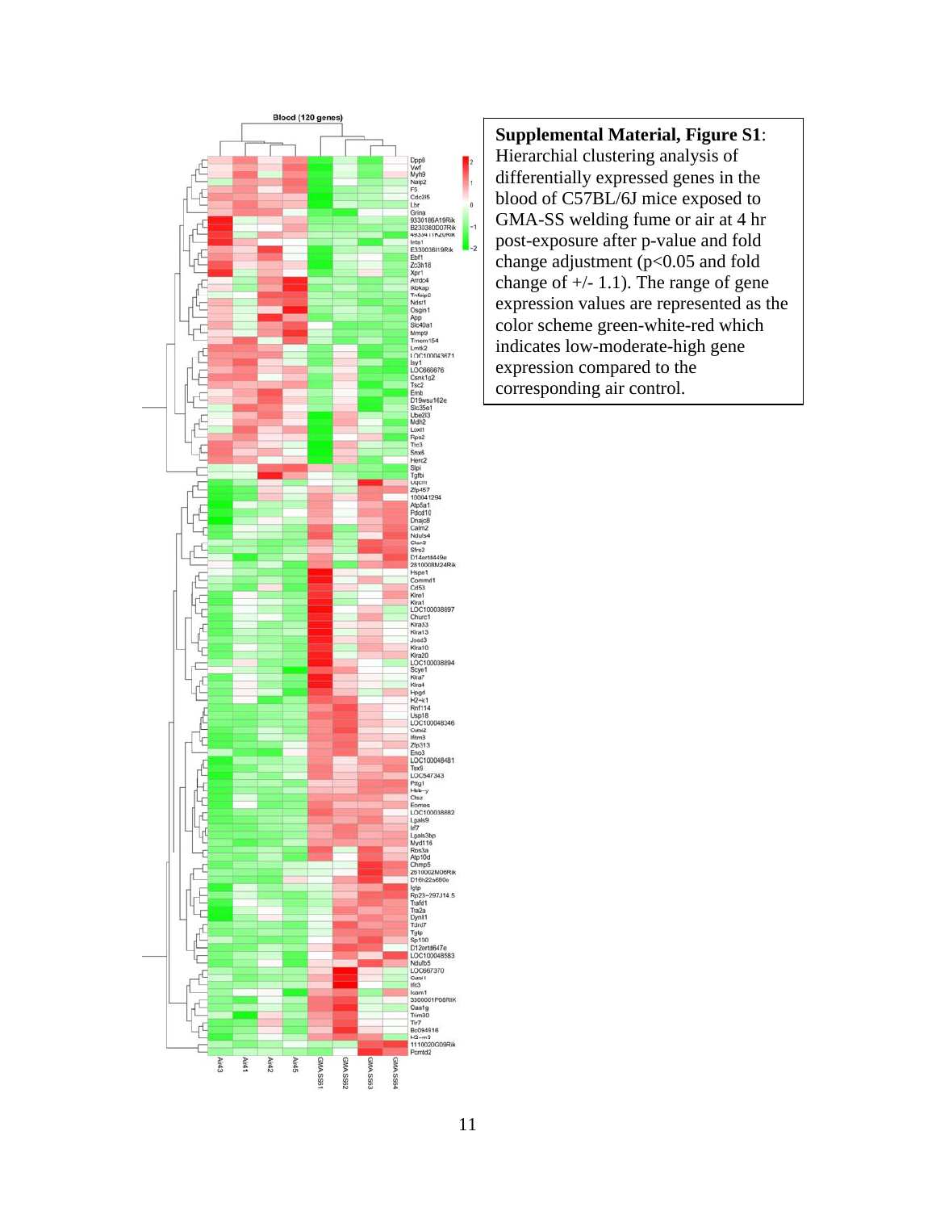**Supplemental Material, Figure S1**: Hierarchial clustering analysis of differentially expressed genes in the blood of C57BL/6J mice exposed to GMA-SS welding fume or air at 4 hr post-exposure after p-value and fold change adjustment ($p<0.05$ and fold change of +/- 1.1). The range of gene expression values are represented as the color scheme green-white-red which indicates low-moderate-high gene expression compared to the corresponding air control.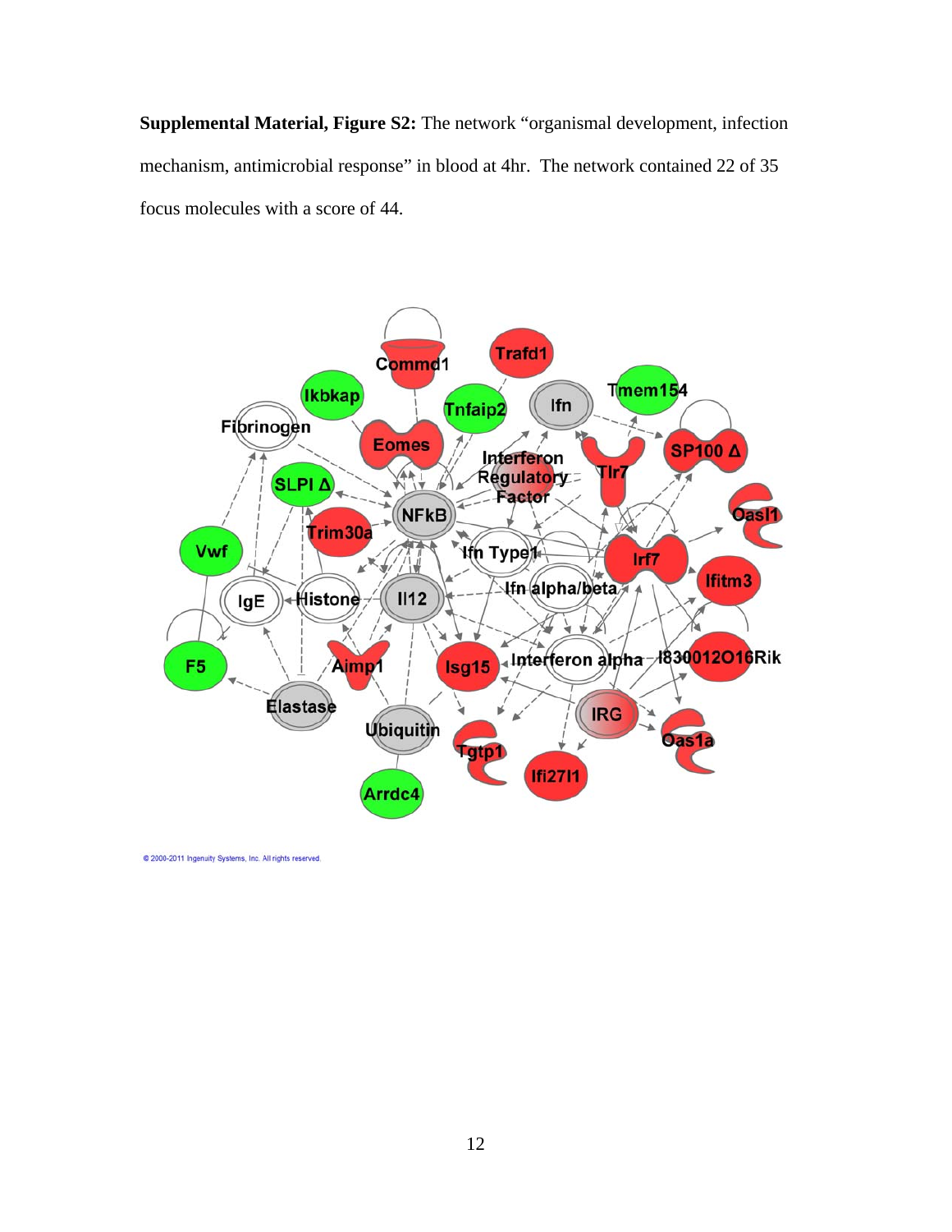**Supplemental Material, Figure S2:** The network "organismal development, infection mechanism, antimicrobial response" in blood at 4hr. The network contained 22 of 35 focus molecules with a score of 44.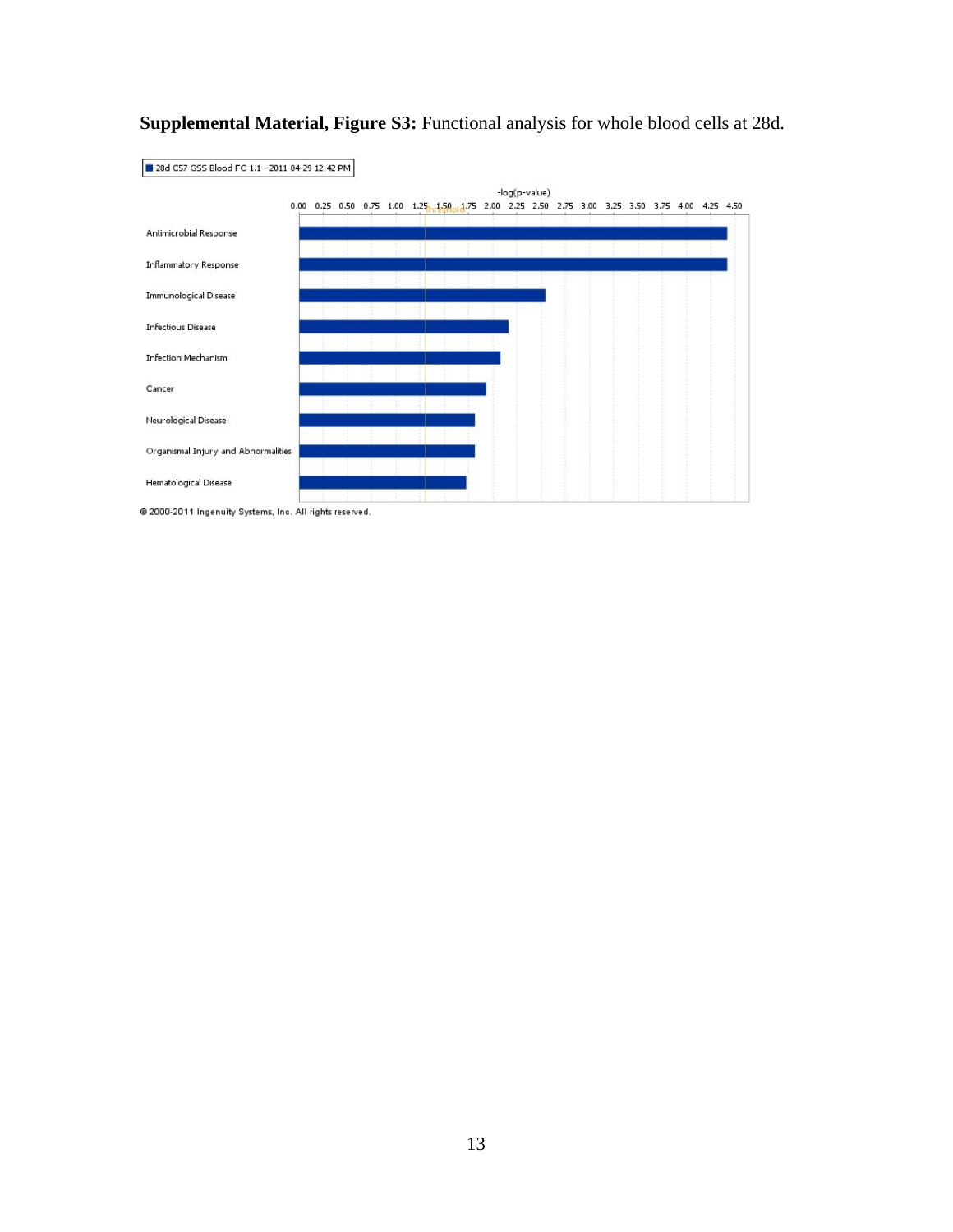**Supplemental Material, Figure S3:** Functional analysis for whole blood cells at 28d.

28d C57 GSS Blood FC 1.1 - 2011-04-29 12:42 PM

-log(p-value)

0.00 0.25 0.50 0.75 1.00 1.25 1.50 1.75 2.00 2.25 2.50 2.75 3.00 3.25 3.50 3.75 4.00 4.25 4.50

Threshold

Antimicrobial Response

Inflammatory Response

Immunological Disease

Infectious Disease

Infection Mechanism

Cancer

Neurological Disease

Organismal Injury and Abnormalities

Hematological Disease

© 2000-2011 Ingenuity Systems, Inc. All rights reserved.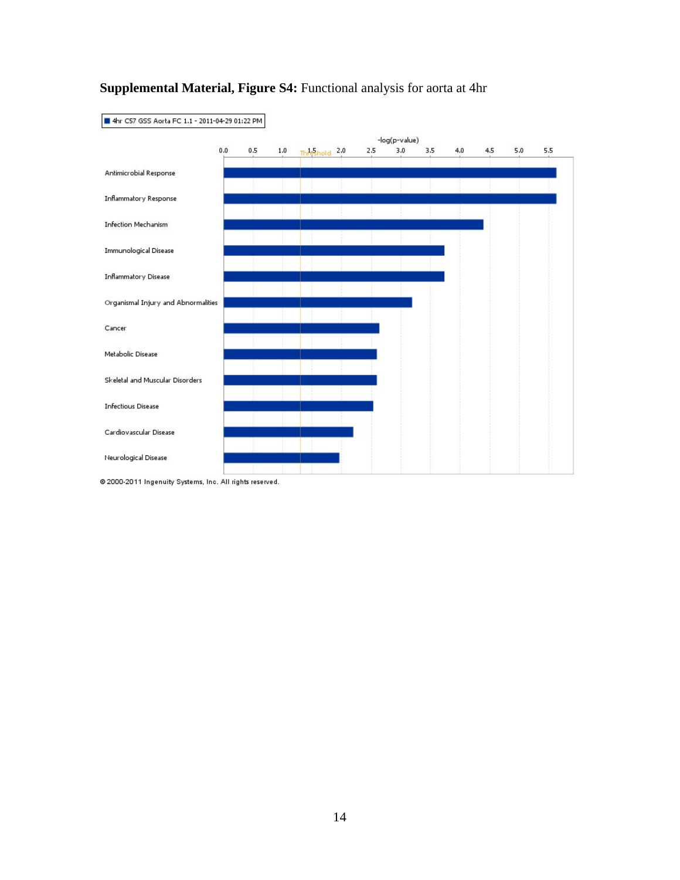**Supplemental Material, Figure S4:** Functional analysis for aorta at 4hr

4hr C57 GSS Aorta FC 1.1 - 2011-04-29 01:22 PM

-log(p-value)

0.0 0.5 1.0 1.5 Threshold 2.0 2.5 3.0 3.5 4.0 4.5 5.0 5.5

Antimicrobial Response

Inflammatory Response

Infection Mechanism

Immunological Disease

Inflammatory Disease

Organismal Injury and Abnormalities

Cancer

Metabolic Disease

Skeletal and Muscular Disorders

Infectious Disease

Cardiovascular Disease

Neurological Disease

© 2000-2011 Ingenuity Systems, Inc. All rights reserved.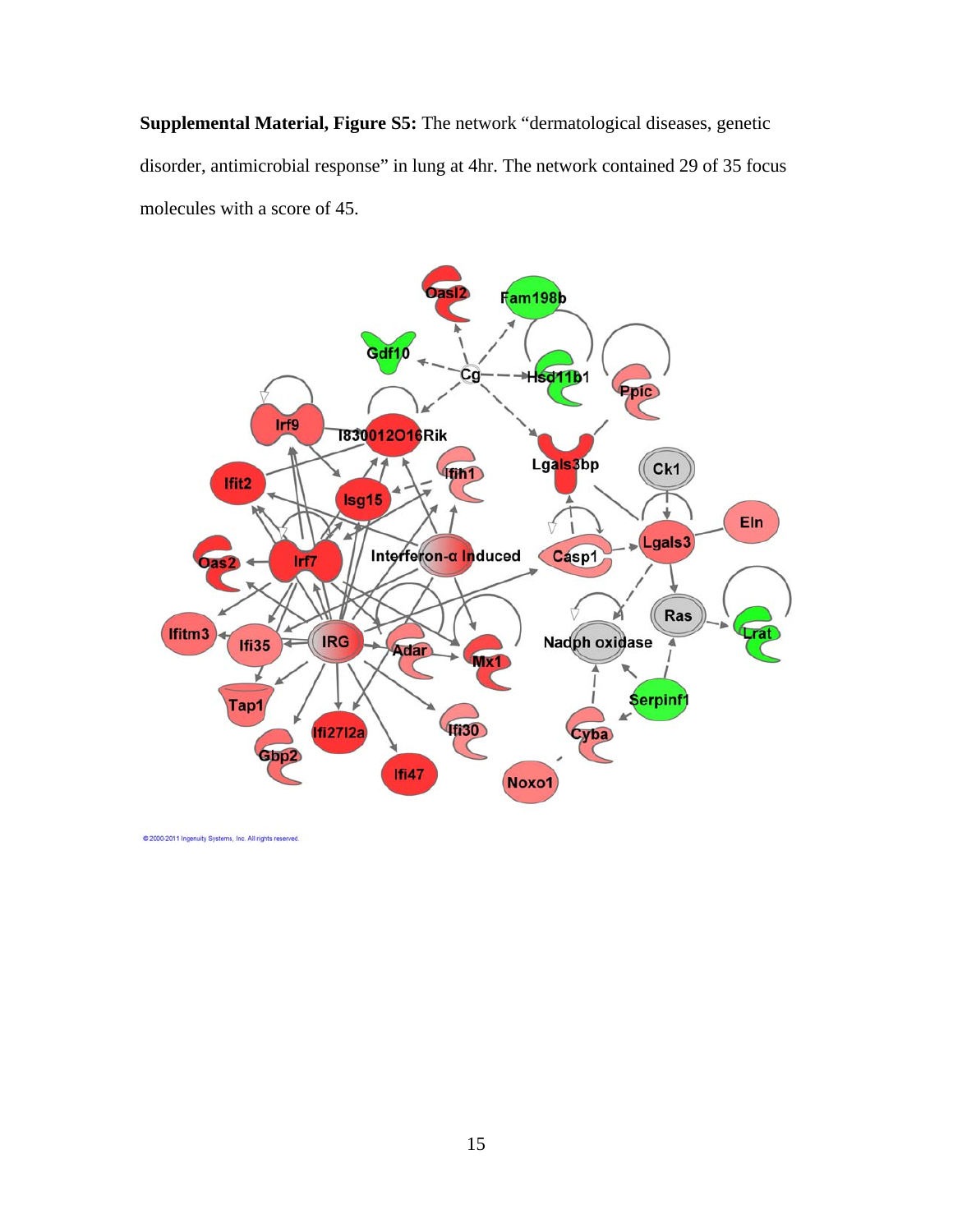**Supplemental Material, Figure S5:** The network "dermatological diseases, genetic disorder, antimicrobial response" in lung at 4hr. The network contained 29 of 35 focus molecules with a score of 45.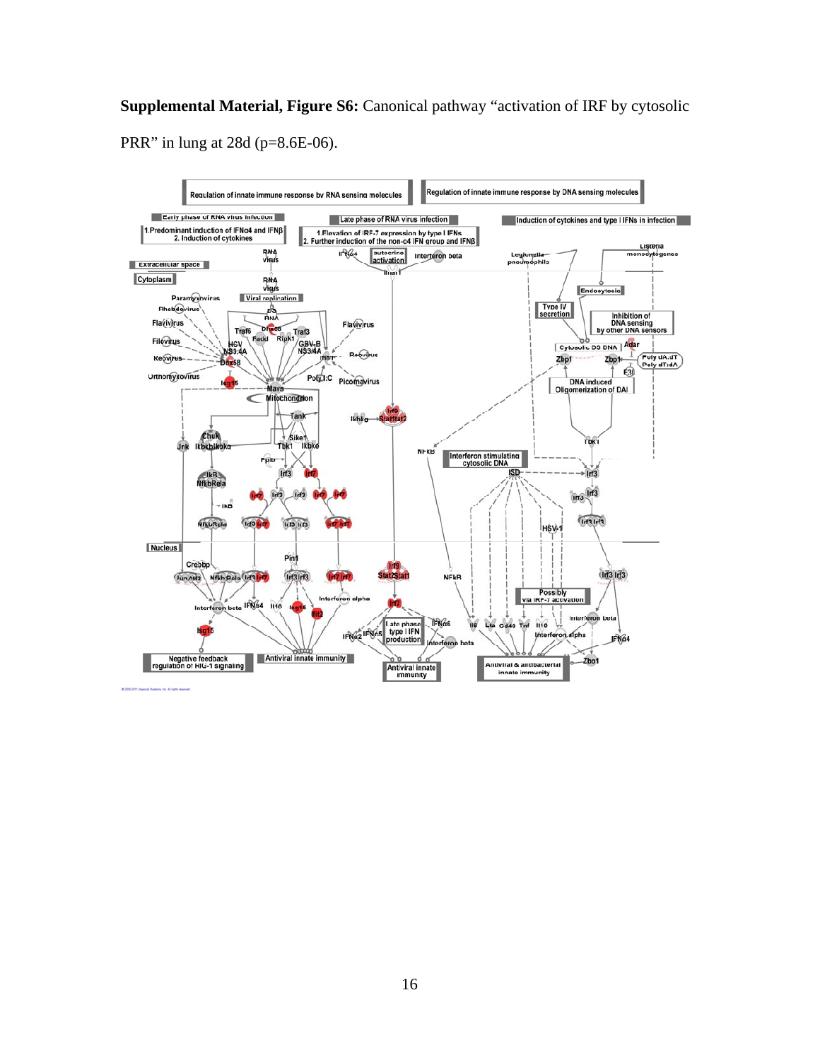**Supplemental Material, Figure S6:** Canonical pathway "activation of IRF by cytosolic PRR" in lung at 28d (p=8.6E-06).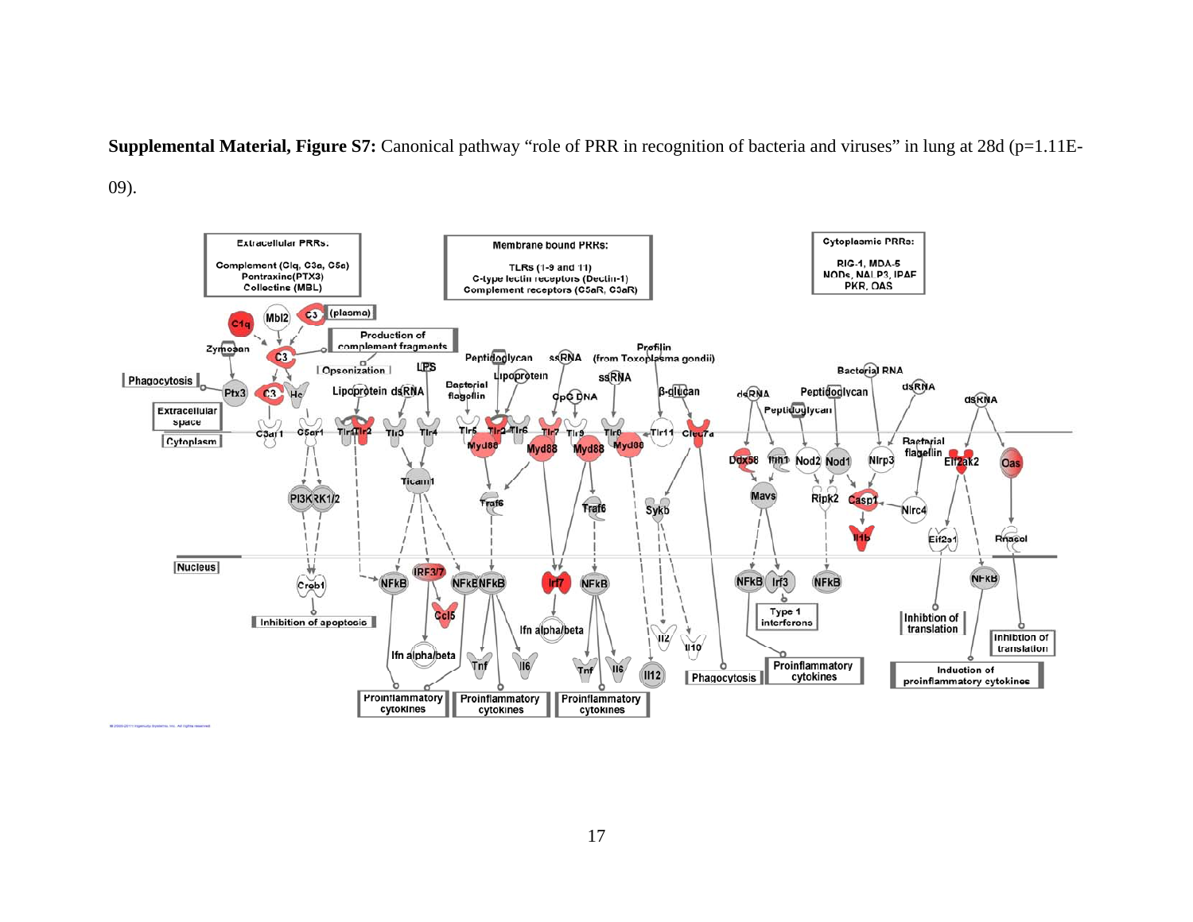**Supplemental Material, Figure S7:** Canonical pathway "role of PRR in recognition of bacteria and viruses" in lung at 28d (p=1.11E-09).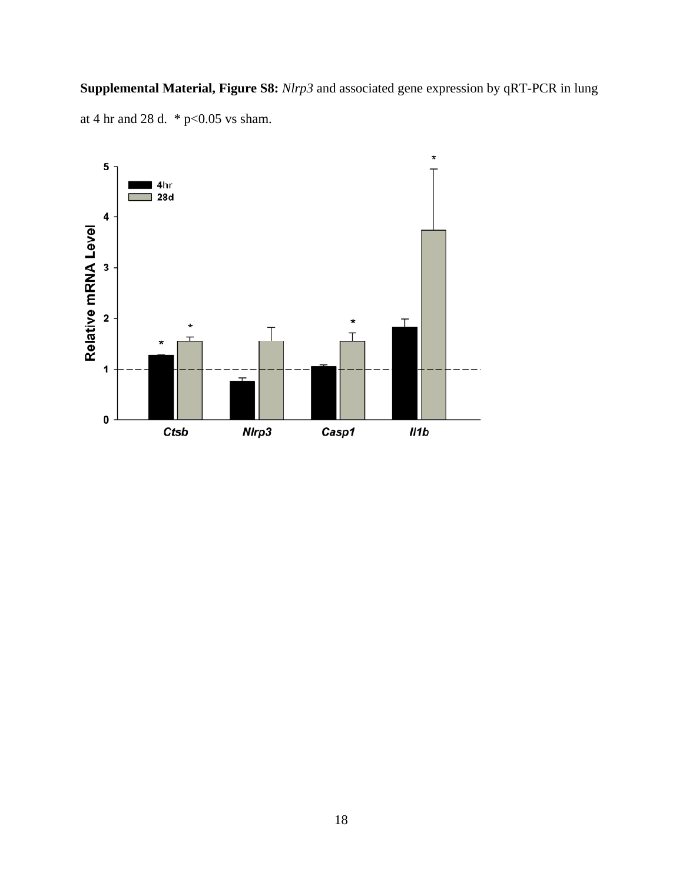**Supplemental Material, Figure S8:** *Nlrp3* and associated gene expression by qRT-PCR in lung at 4 hr and 28 d.  * $p<0.05$ vs sham.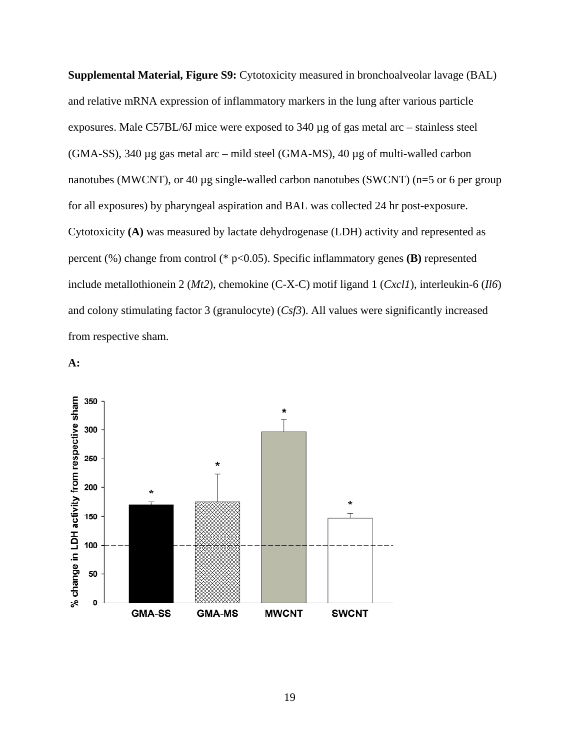**Supplemental Material, Figure S9:** Cytotoxicity measured in bronchoalveolar lavage (BAL) and relative mRNA expression of inflammatory markers in the lung after various particle exposures. Male C57BL/6J mice were exposed to 340 µg of gas metal arc – stainless steel (GMA-SS), 340 µg gas metal arc – mild steel (GMA-MS), 40 µg of multi-walled carbon nanotubes (MWCNT), or 40 µg single-walled carbon nanotubes (SWCNT) (n=5 or 6 per group for all exposures) by pharyngeal aspiration and BAL was collected 24 hr post-exposure. Cytotoxicity **(A)** was measured by lactate dehydrogenase (LDH) activity and represented as percent (%) change from control (* $p<0.05$). Specific inflammatory genes **(B)** represented include metallothionein 2 (*Mt2*), chemokine (C-X-C) motif ligand 1 (*Cxcl1*), interleukin-6 (*Il6*) and colony stimulating factor 3 (granulocyte) (*Csf3*). All values were significantly increased from respective sham.

**A:**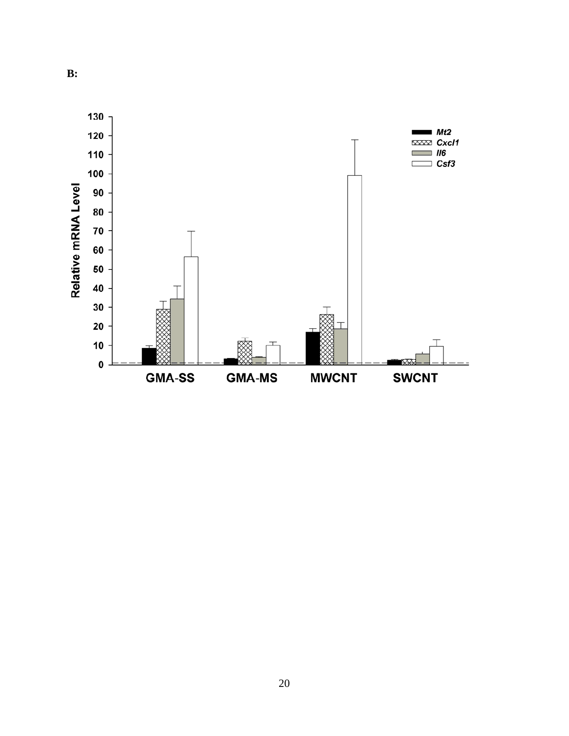**B:**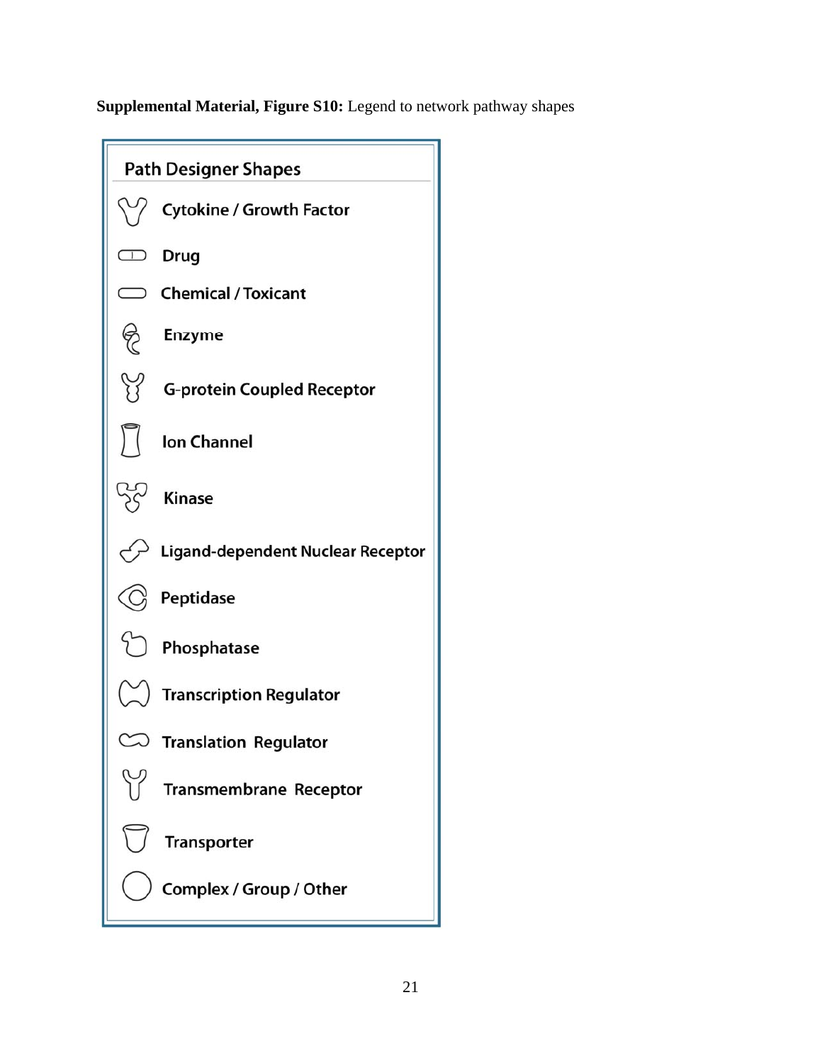**Supplemental Material, Figure S10:** Legend to network pathway shapes

Path Designer Shapes

Cytokine / Growth Factor

Drug

Chemical / Toxicant

Enzyme

G-protein Coupled Receptor

Ion Channel

Kinase

Ligand-dependent Nuclear Receptor

Peptidase

Phosphatase

Transcription Regulator

Translation Regulator

Transmembrane Receptor

Transporter

Complex / Group / Other